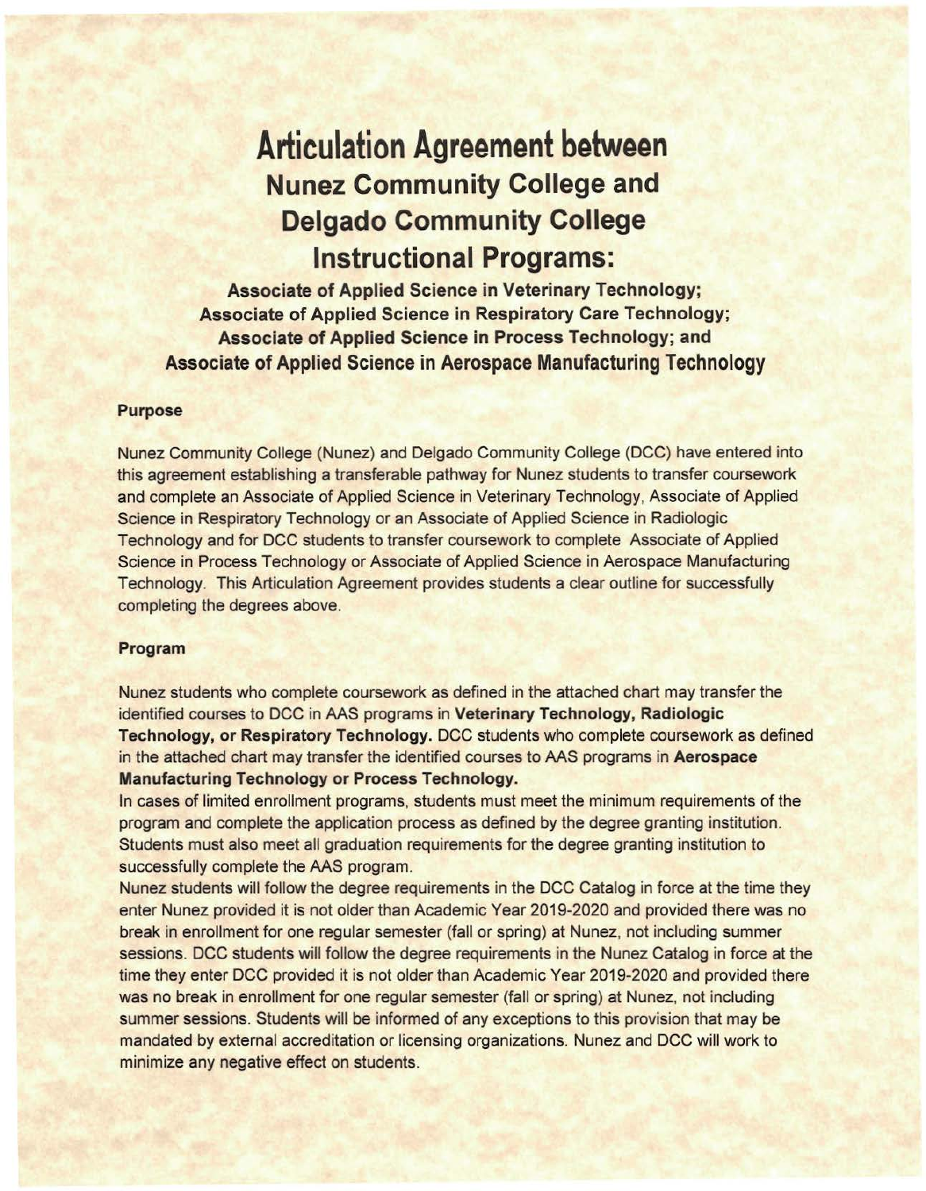// Clean-source check: the page is an ordinary articulation agreement, transcribed verbatim; source typos like the stray space in "complete  Associate" and "Respiratory Technology" are left as printed.
# Articulation Agreement between

## Nunez Community College and Delgado Community College Instructional Programs:

### Associate of Applied Science in Veterinary Technology; Associate of Applied Science in Respiratory Care Technology; Associate of Applied Science in Process Technology; and Associate of Applied Science in Aerospace Manufacturing Technology

**Purpose**

Nunez Community College (Nunez) and Delgado Community College (DCC) have entered into this agreement establishing a transferable pathway for Nunez students to transfer coursework and complete an Associate of Applied Science in Veterinary Technology, Associate of Applied Science in Respiratory Technology or an Associate of Applied Science in Radiologic Technology and for DCC students to transfer coursework to complete  Associate of Applied Science in Process Technology or Associate of Applied Science in Aerospace Manufacturing Technology. This Articulation Agreement provides students a clear outline for successfully completing the degrees above.

**Program**

Nunez students who complete coursework as defined in the attached chart may transfer the identified courses to DCC in AAS programs in **Veterinary Technology, Radiologic Technology, or Respiratory Technology.** DCC students who complete coursework as defined in the attached chart may transfer the identified courses to AAS programs in **Aerospace Manufacturing Technology or Process Technology.**

In cases of limited enrollment programs, students must meet the minimum requirements of the program and complete the application process as defined by the degree granting institution. Students must also meet all graduation requirements for the degree granting institution to successfully complete the AAS program.

Nunez students will follow the degree requirements in the DCC Catalog in force at the time they enter Nunez provided it is not older than Academic Year 2019-2020 and provided there was no break in enrollment for one regular semester (fall or spring) at Nunez, not including summer sessions. DCC students will follow the degree requirements in the Nunez Catalog in force at the time they enter DCC provided it is not older than Academic Year 2019-2020 and provided there was no break in enrollment for one regular semester (fall or spring) at Nunez, not including summer sessions. Students will be informed of any exceptions to this provision that may be mandated by external accreditation or licensing organizations. Nunez and DCC will work to minimize any negative effect on students.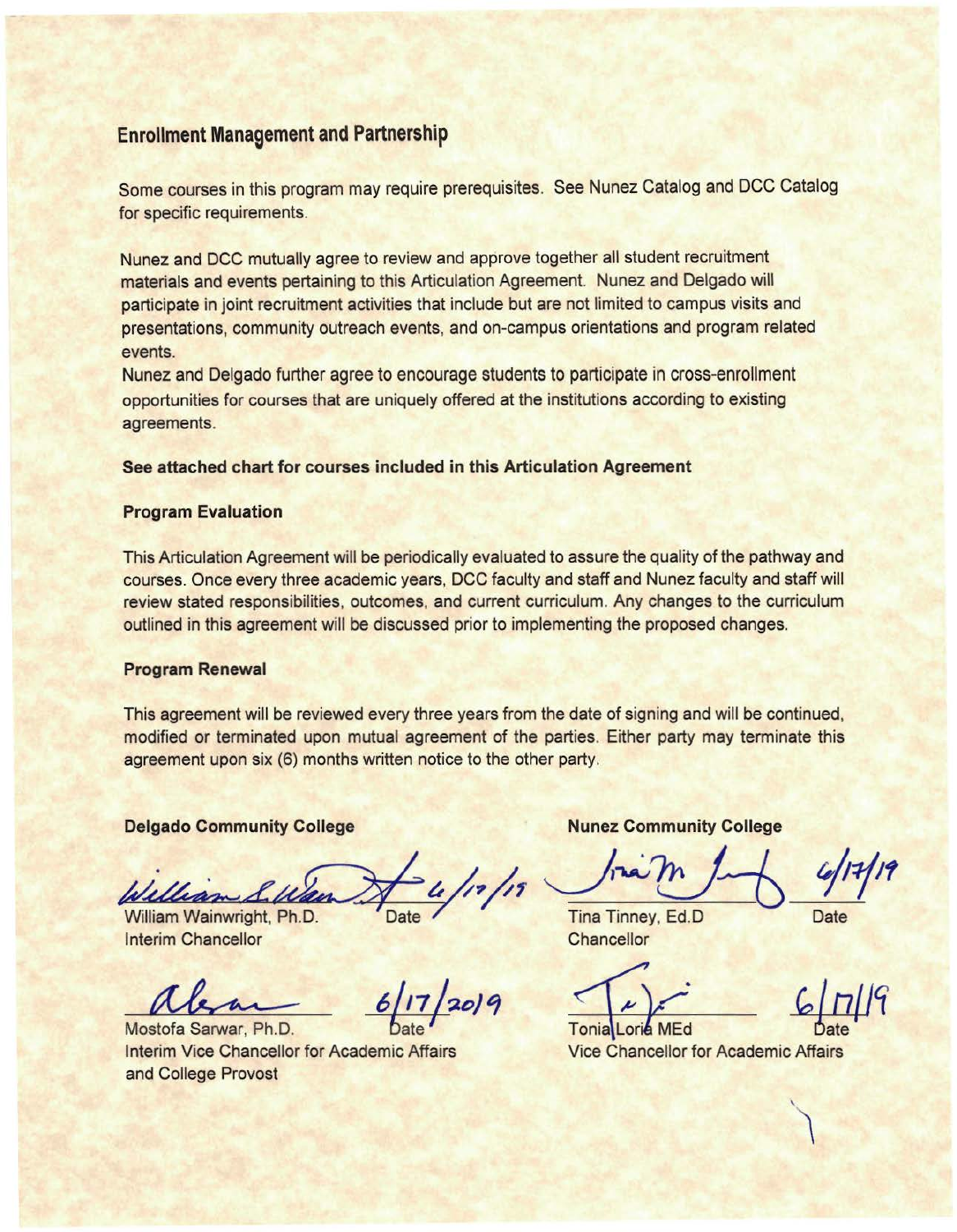## Enrollment Management and Partnership

Some courses in this program may require prerequisites. See Nunez Catalog and DCC Catalog for specific requirements.

Nunez and DCC mutually agree to review and approve together all student recruitment materials and events pertaining to this Articulation Agreement. Nunez and Delgado will participate in joint recruitment activities that include but are not limited to campus visits and presentations, community outreach events, and on-campus orientations and program related events.

Nunez and Delgado further agree to encourage students to participate in cross-enrollment opportunities for courses that are uniquely offered at the institutions according to existing agreements.

**See attached chart for courses included in this Articulation Agreement**

**Program Evaluation**

This Articulation Agreement will be periodically evaluated to assure the quality of the pathway and courses. Once every three academic years, DCC faculty and staff and Nunez faculty and staff will review stated responsibilities, outcomes, and current curriculum. Any changes to the curriculum outlined in this agreement will be discussed prior to implementing the proposed changes.

**Program Renewal**

This agreement will be reviewed every three years from the date of signing and will be continued, modified or terminated upon mutual agreement of the parties. Either party may terminate this agreement upon six (6) months written notice to the other party.

**Delgado Community College**

William S. Wainwright 6/17/19

William Wainwright, Ph.D. Date
Interim Chancellor

6/17/2019

Mostofa Sarwar, Ph.D. Date
Interim Vice Chancellor for Academic Affairs and College Provost

**Nunez Community College**

Tina M. Tinney 6/17/19

Tina Tinney, Ed.D Date
Chancellor

6/17/19

Tonia Loria MEd Date
Vice Chancellor for Academic Affairs